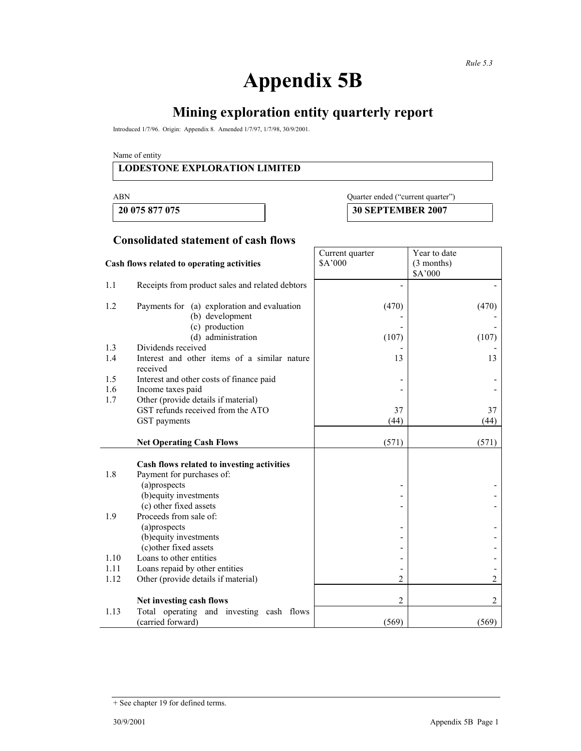*Rule 5.3*

# Appendix 5B

## Mining exploration entity quarterly report

Introduced 1/7/96. Origin: Appendix 8. Amended 1/7/97, 1/7/98, 30/9/2001.

Name of entity

**LODESTONE EXPLORATION LIMITED**

| ABN | Quarter ended ("current quarter") |
|---|---|
| **20 075 877 075** | **30 SEPTEMBER 2007** |

## Consolidated statement of cash flows

| | **Cash flows related to operating activities** | Current quarter $A'000 | Year to date (3 months) $A'000 |
|---|---|---|---|
| 1.1 | Receipts from product sales and related debtors | - | - |
| 1.2 | Payments for (a) exploration and evaluation | (470) | (470) |
| | (b) development | - | - |
| | (c) production | - | - |
| | (d) administration | (107) | (107) |
| 1.3 | Dividends received | - | - |
| 1.4 | Interest and other items of a similar nature received | 13 | 13 |
| 1.5 | Interest and other costs of finance paid | - | - |
| 1.6 | Income taxes paid | - | - |
| 1.7 | Other (provide details if material) | | |
| | GST refunds received from the ATO | 37 | 37 |
| | GST payments | (44) | (44) |
| | **Net Operating Cash Flows** | (571) | (571) |
| | **Cash flows related to investing activities** | | |
| 1.8 | Payment for purchases of: | | |
| | (a)prospects | - | - |
| | (b)equity investments | - | - |
| | (c) other fixed assets | - | - |
| 1.9 | Proceeds from sale of: | | |
| | (a)prospects | - | - |
| | (b)equity investments | - | - |
| | (c)other fixed assets | - | - |
| 1.10 | Loans to other entities | - | - |
| 1.11 | Loans repaid by other entities | - | - |
| 1.12 | Other (provide details if material) | 2 | 2 |
| | **Net investing cash flows** | 2 | 2 |
| 1.13 | Total operating and investing cash flows (carried forward) | (569) | (569) |

+ See chapter 19 for defined terms.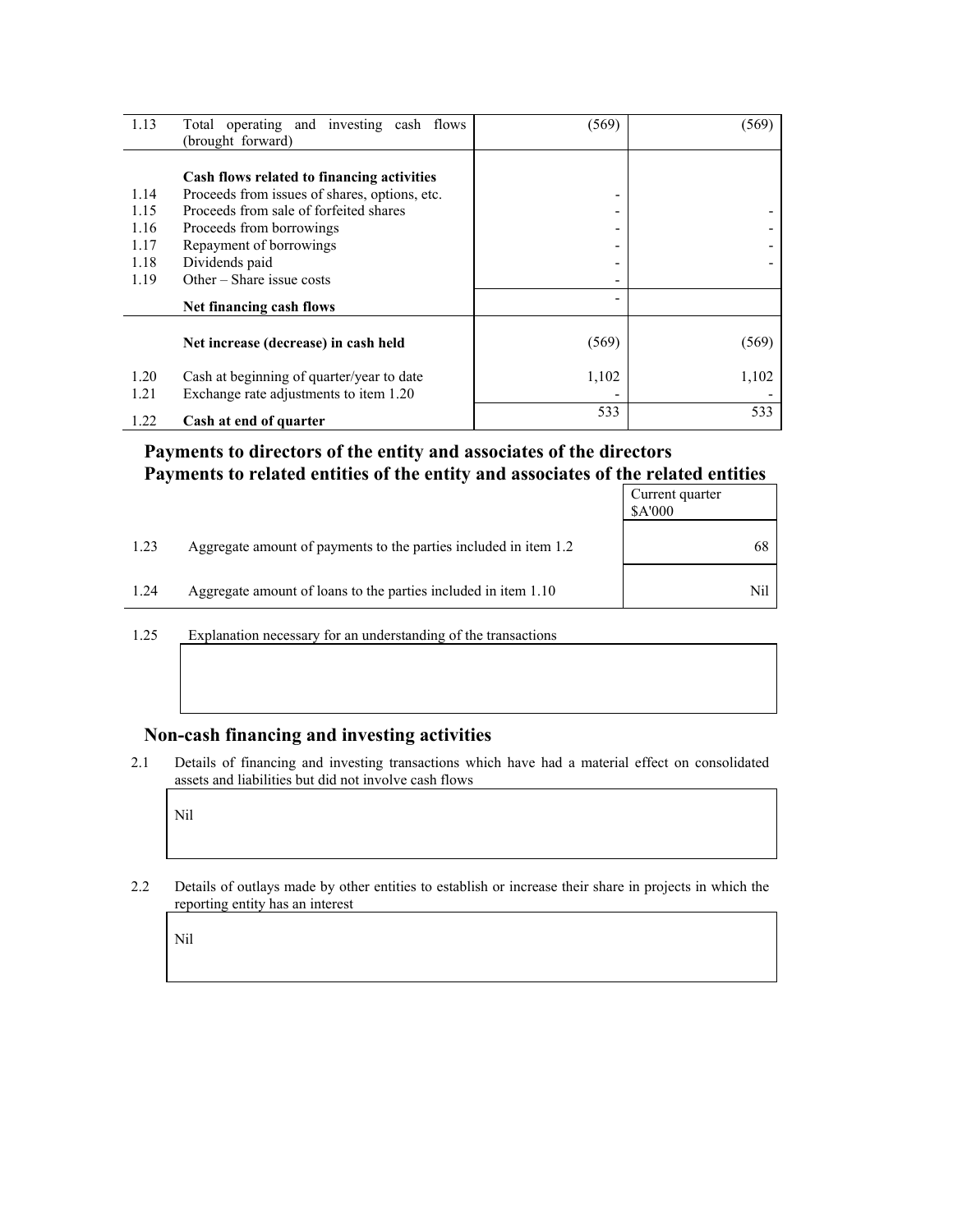| | | | |
|---|---|---|---|
| 1.13 | Total operating and investing cash flows (brought forward) | (569) | (569) |
| | **Cash flows related to financing activities** | | |
| 1.14 | Proceeds from issues of shares, options, etc. | - | |
| 1.15 | Proceeds from sale of forfeited shares | - | - |
| 1.16 | Proceeds from borrowings | - | - |
| 1.17 | Repayment of borrowings | - | - |
| 1.18 | Dividends paid | - | - |
| 1.19 | Other – Share issue costs | - | |
| | **Net financing cash flows** | - | |
| | **Net increase (decrease) in cash held** | (569) | (569) |
| 1.20 | Cash at beginning of quarter/year to date | 1,102 | 1,102 |
| 1.21 | Exchange rate adjustments to item 1.20 | - | - |
| 1.22 | **Cash at end of quarter** | 533 | 533 |

## Payments to directors of the entity and associates of the directors
## Payments to related entities of the entity and associates of the related entities

| | | Current quarter $A'000 |
|---|---|---|
| 1.23 | Aggregate amount of payments to the parties included in item 1.2 | 68 |
| 1.24 | Aggregate amount of loans to the parties included in item 1.10 | Nil |

1.25 Explanation necessary for an understanding of the transactions

## Non-cash financing and investing activities

2.1 Details of financing and investing transactions which have had a material effect on consolidated assets and liabilities but did not involve cash flows

Nil

2.2 Details of outlays made by other entities to establish or increase their share in projects in which the reporting entity has an interest

Nil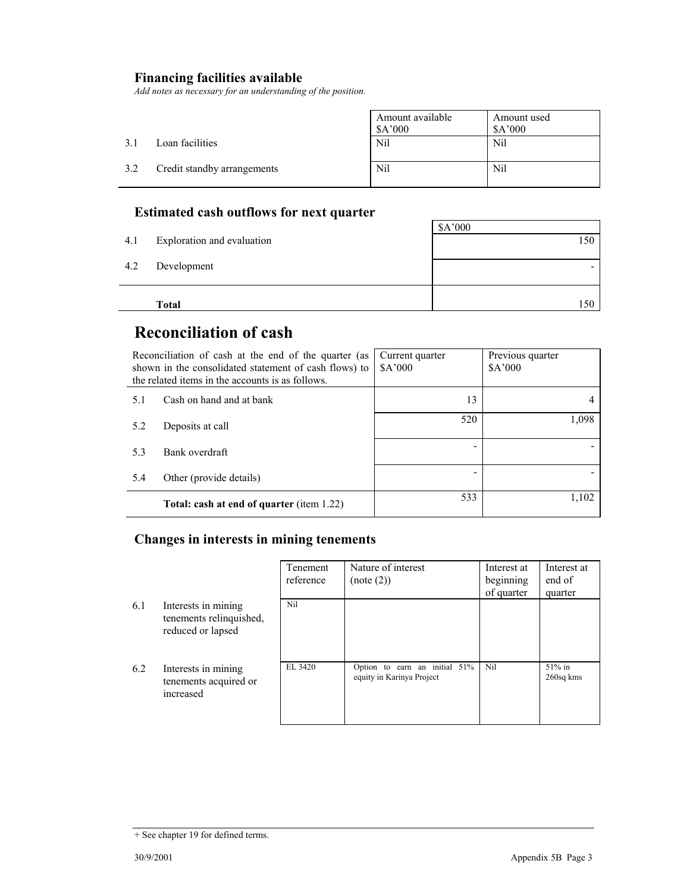### Financing facilities available

*Add notes as necessary for an understanding of the position.*

| | | Amount available $A'000 | Amount used $A'000 |
|---|---|---|---|
| 3.1 | Loan facilities | Nil | Nil |
| 3.2 | Credit standby arrangements | Nil | Nil |

### Estimated cash outflows for next quarter

| | | $A'000 |
|---|---|---|
| 4.1 | Exploration and evaluation | 150 |
| 4.2 | Development | - |
| | **Total** | 150 |

## Reconciliation of cash

| Reconciliation of cash at the end of the quarter (as shown in the consolidated statement of cash flows) to the related items in the accounts is as follows. | | Current quarter $A'000 | Previous quarter $A'000 |
|---|---|---|---|
| 5.1 | Cash on hand and at bank | 13 | 4 |
| 5.2 | Deposits at call | 520 | 1,098 |
| 5.3 | Bank overdraft | - | - |
| 5.4 | Other (provide details) | - | - |
| | **Total: cash at end of quarter** (item 1.22) | 533 | 1,102 |

### Changes in interests in mining tenements

| | | Tenement reference | Nature of interest (note (2)) | Interest at beginning of quarter | Interest at end of quarter |
|---|---|---|---|---|---|
| 6.1 | Interests in mining tenements relinquished, reduced or lapsed | Nil | | | |
| 6.2 | Interests in mining tenements acquired or increased | EL 3420 | Option to earn an initial 51% equity in Karinya Project | Nil | 51% in 260sq kms |

+ See chapter 19 for defined terms.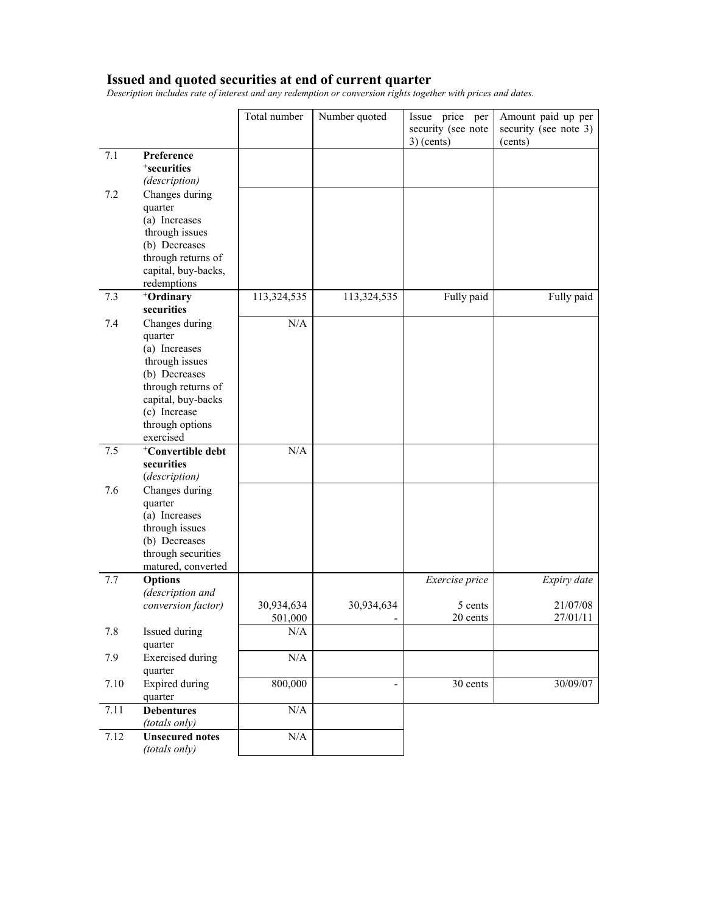## Issued and quoted securities at end of current quarter

*Description includes rate of interest and any redemption or conversion rights together with prices and dates.*

| | | Total number | Number quoted | Issue price per security (see note 3) (cents) | Amount paid up per security (see note 3) (cents) |
|---|---|---|---|---|---|
| 7.1 | **Preference +securities** *(description)* | | | | |
| 7.2 | Changes during quarter (a) Increases through issues (b) Decreases through returns of capital, buy-backs, redemptions | | | | |
| 7.3 | **+Ordinary securities** | 113,324,535 | 113,324,535 | Fully paid | Fully paid |
| 7.4 | Changes during quarter (a) Increases through issues (b) Decreases through returns of capital, buy-backs (c) Increase through options exercised | N/A | | | |
| 7.5 | **+Convertible debt securities** *(description)* | N/A | | | |
| 7.6 | Changes during quarter (a) Increases through issues (b) Decreases through securities matured, converted | | | | |
| 7.7 | **Options** *(description and conversion factor)* | | | *Exercise price* | *Expiry date* |
| | | 30,934,634 | 30,934,634 | 5 cents | 21/07/08 |
| | | 501,000 | - | 20 cents | 27/01/11 |
| 7.8 | Issued during quarter | N/A | | | |
| 7.9 | Exercised during quarter | N/A | | | |
| 7.10 | Expired during quarter | 800,000 | - | 30 cents | 30/09/07 |
| 7.11 | **Debentures** *(totals only)* | N/A | | | |
| 7.12 | **Unsecured notes** *(totals only)* | N/A | | | |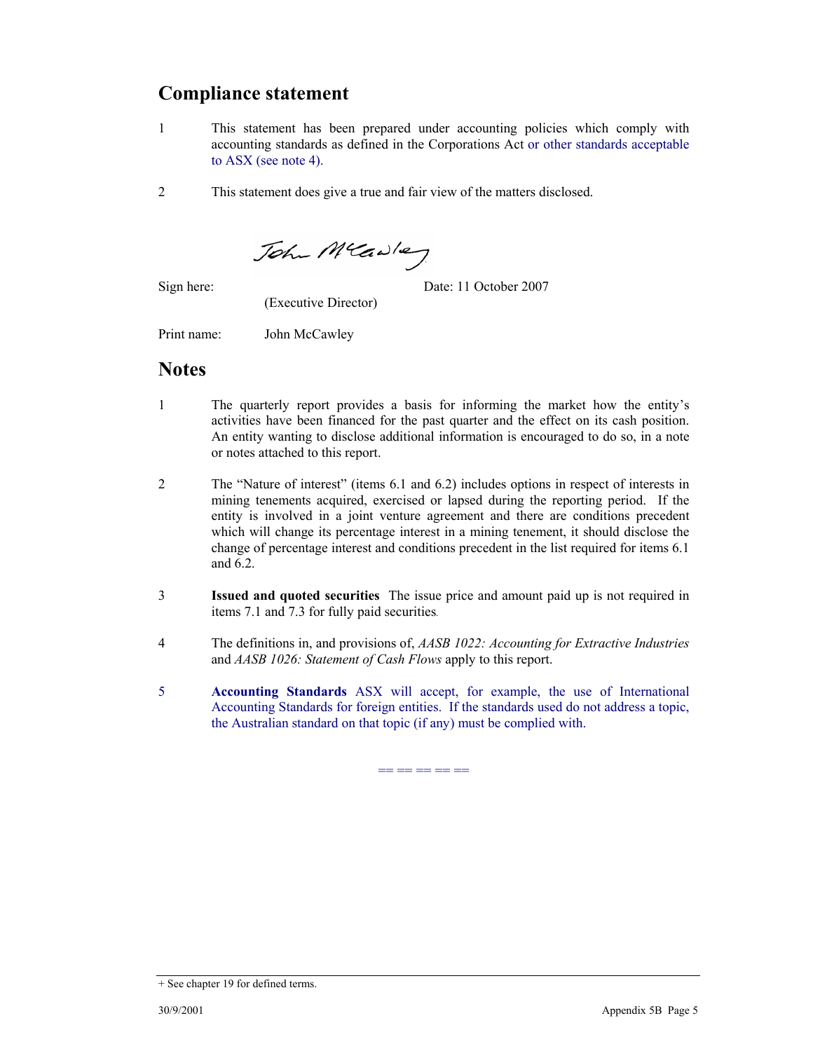## Compliance statement

1. This statement has been prepared under accounting policies which comply with accounting standards as defined in the Corporations Act or other standards acceptable to ASX (see note 4).

2. This statement does give a true and fair view of the matters disclosed.

Sign here: ............................................ Date: 11 October 2007
(Executive Director)

Print name: John McCawley

## Notes

1. The quarterly report provides a basis for informing the market how the entity's activities have been financed for the past quarter and the effect on its cash position. An entity wanting to disclose additional information is encouraged to do so, in a note or notes attached to this report.

2. The "Nature of interest" (items 6.1 and 6.2) includes options in respect of interests in mining tenements acquired, exercised or lapsed during the reporting period. If the entity is involved in a joint venture agreement and there are conditions precedent which will change its percentage interest in a mining tenement, it should disclose the change of percentage interest and conditions precedent in the list required for items 6.1 and 6.2.

3. **Issued and quoted securities** The issue price and amount paid up is not required in items 7.1 and 7.3 for fully paid securities.

4. The definitions in, and provisions of, *AASB 1022: Accounting for Extractive Industries* and *AASB 1026: Statement of Cash Flows* apply to this report.

5. **Accounting Standards** ASX will accept, for example, the use of International Accounting Standards for foreign entities. If the standards used do not address a topic, the Australian standard on that topic (if any) must be complied with.

== == == == ==

+ See chapter 19 for defined terms.